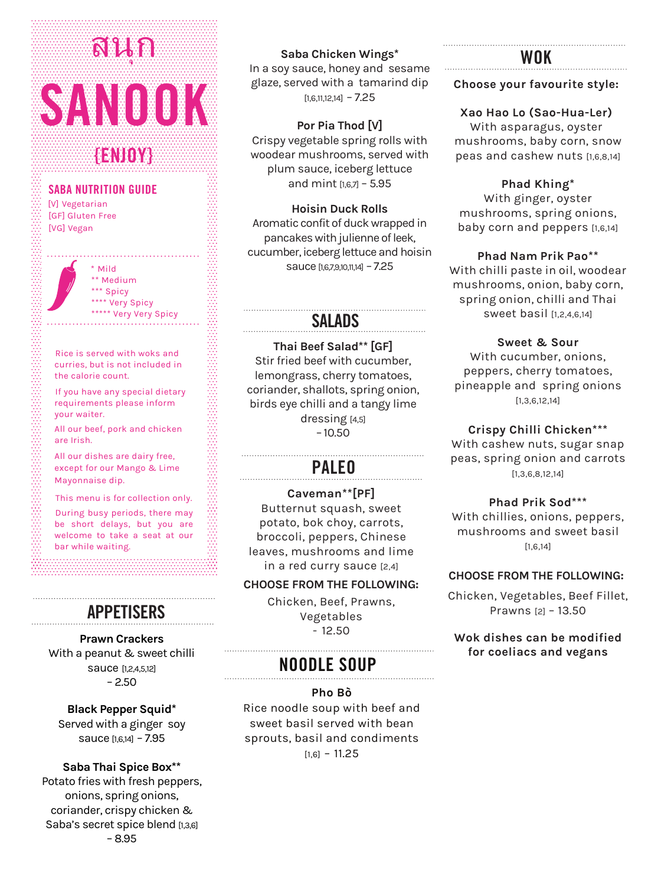# สนุก
# SANOOK
## {ENJOY}

### SABA NUTRITION GUIDE

[V] Vegetarian
[GF] Gluten Free
[VG] Vegan

* Mild
** Medium
*** Spicy
**** Very Spicy
***** Very Very Spicy

Rice is served with woks and curries, but is not included in the calorie count.

If you have any special dietary requirements please inform your waiter.

All our beef, pork and chicken are Irish.

All our dishes are dairy free, except for our Mango & Lime Mayonnaise dip.

This menu is for collection only.

During busy periods, there may be short delays, but you are welcome to take a seat at our bar while waiting.

## APPETISERS

**Prawn Crackers**
With a peanut & sweet chilli sauce [1,2,4,5,12]
- 2.50

**Black Pepper Squid***
Served with a ginger soy sauce [1,6,14] - 7.95

**Saba Thai Spice Box****
Potato fries with fresh peppers, onions, spring onions, coriander, crispy chicken & Saba's secret spice blend [1,3,6]
- 8.95

**Saba Chicken Wings***
In a soy sauce, honey and sesame glaze, served with a tamarind dip [1,6,11,12,14] - 7.25

**Por Pia Thod [V]**
Crispy vegetable spring rolls with woodear mushrooms, served with plum sauce, iceberg lettuce and mint [1,6,7] - 5.95

**Hoisin Duck Rolls**
Aromatic confit of duck wrapped in pancakes with julienne of leek, cucumber, iceberg lettuce and hoisin sauce [1,6,7,9,10,11,14] - 7.25

## SALADS

**Thai Beef Salad** [GF]**
Stir fried beef with cucumber, lemongrass, cherry tomatoes, coriander, shallots, spring onion, birds eye chilli and a tangy lime dressing [4,5]
- 10.50

## PALEO

**Caveman**[PF]**
Butternut squash, sweet potato, bok choy, carrots, broccoli, peppers, Chinese leaves, mushrooms and lime in a red curry sauce [2,4]

**CHOOSE FROM THE FOLLOWING:**

Chicken, Beef, Prawns, Vegetables
- 12.50

## NOODLE SOUP

**Pho Bò**
Rice noodle soup with beef and sweet basil served with bean sprouts, basil and condiments [1,6] - 11.25

## WOK

**Choose your favourite style:**

**Xao Hao Lo (Sao-Hua-Ler)**
With asparagus, oyster mushrooms, baby corn, snow peas and cashew nuts [1,6,8,14]

**Phad Khing***
With ginger, oyster mushrooms, spring onions, baby corn and peppers [1,6,14]

**Phad Nam Prik Pao****
With chilli paste in oil, woodear mushrooms, onion, baby corn, spring onion, chilli and Thai sweet basil [1,2,4,6,14]

**Sweet & Sour**
With cucumber, onions, peppers, cherry tomatoes, pineapple and spring onions [1,3,6,12,14]

**Crispy Chilli Chicken*****
With cashew nuts, sugar snap peas, spring onion and carrots [1,3,6,8,12,14]

**Phad Prik Sod*****
With chillies, onions, peppers, mushrooms and sweet basil [1,6,14]

**CHOOSE FROM THE FOLLOWING:**

Chicken, Vegetables, Beef Fillet, Prawns [2] - 13.50

**Wok dishes can be modified for coeliacs and vegans**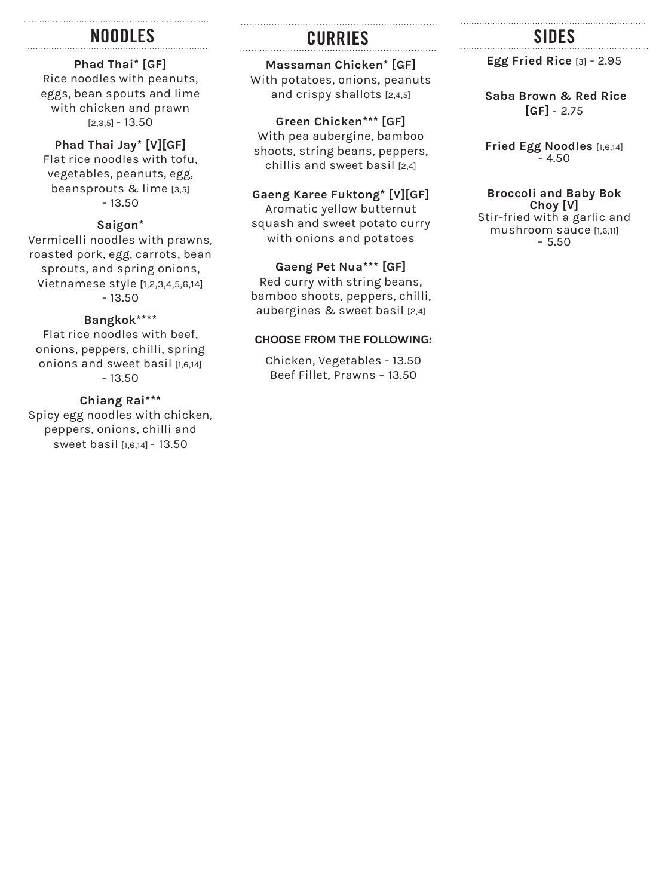## NOODLES

**Phad Thai* [GF]**
Rice noodles with peanuts, eggs, bean spouts and lime with chicken and prawn [2,3,5] - 13.50

**Phad Thai Jay* [V][GF]**
Flat rice noodles with tofu, vegetables, peanuts, egg, beansprouts & lime [3,5] - 13.50

**Saigon***
Vermicelli noodles with prawns, roasted pork, egg, carrots, bean sprouts, and spring onions, Vietnamese style [1,2,3,4,5,6,14] - 13.50

**Bangkok******
Flat rice noodles with beef, onions, peppers, chilli, spring onions and sweet basil [1,6,14] - 13.50

**Chiang Rai*****
Spicy egg noodles with chicken, peppers, onions, chilli and sweet basil [1,6,14] - 13.50

## CURRIES

**Massaman Chicken* [GF]**
With potatoes, onions, peanuts and crispy shallots [2,4,5]

**Green Chicken*** [GF]**
With pea aubergine, bamboo shoots, string beans, peppers, chillis and sweet basil [2,4]

**Gaeng Karee Fuktong* [V][GF]**
Aromatic yellow butternut squash and sweet potato curry with onions and potatoes

**Gaeng Pet Nua*** [GF]**
Red curry with string beans, bamboo shoots, peppers, chilli, aubergines & sweet basil [2,4]

**CHOOSE FROM THE FOLLOWING:**

Chicken, Vegetables - 13.50
Beef Fillet, Prawns – 13.50

## SIDES

**Egg Fried Rice** [3] - 2.95

**Saba Brown & Red Rice [GF]** - 2.75

**Fried Egg Noodles** [1,6,14] - 4.50

**Broccoli and Baby Bok Choy [V]**
Stir-fried with a garlic and mushroom sauce [1,6,11] – 5.50